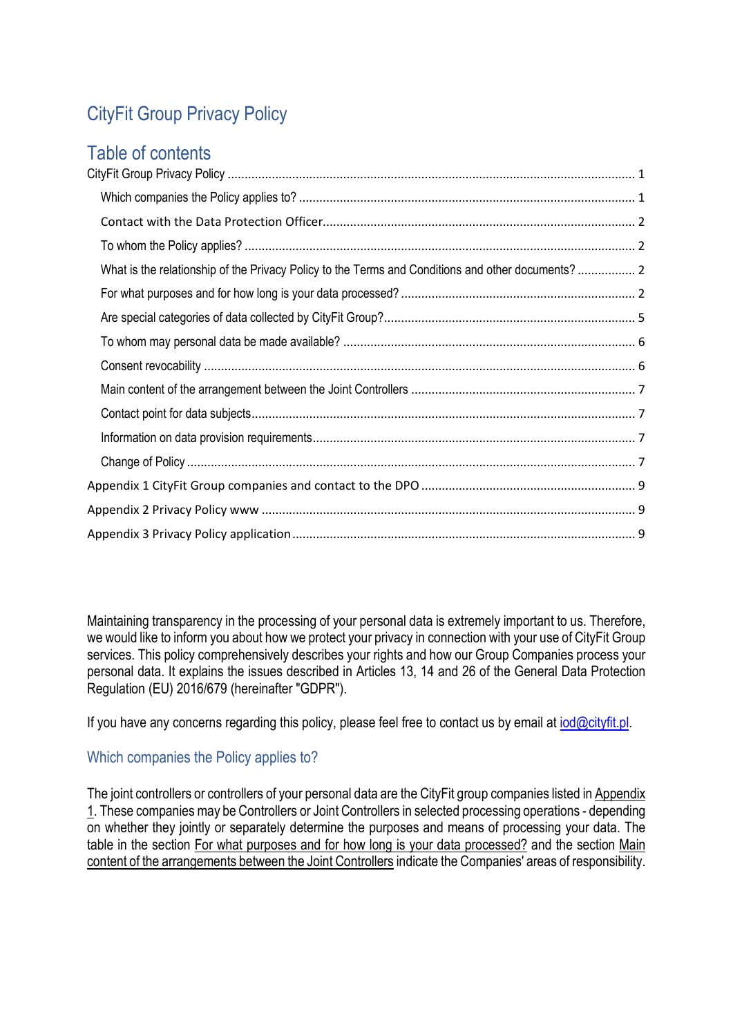# CityFit Group Privacy Policy

## Table of contents

CityFit Group Privacy Policy ..... 1

- Which companies the Policy applies to? ..... 1
- Contact with the Data Protection Officer ..... 2
- To whom the Policy applies? ..... 2
- What is the relationship of the Privacy Policy to the Terms and Conditions and other documents? ..... 2
- For what purposes and for how long is your data processed? ..... 2
- Are special categories of data collected by CityFit Group? ..... 5
- To whom may personal data be made available? ..... 6
- Consent revocability ..... 6
- Main content of the arrangement between the Joint Controllers ..... 7
- Contact point for data subjects ..... 7
- Information on data provision requirements ..... 7
- Change of Policy ..... 7

Appendix 1 CityFit Group companies and contact to the DPO ..... 9

Appendix 2 Privacy Policy www ..... 9

Appendix 3 Privacy Policy application ..... 9

Maintaining transparency in the processing of your personal data is extremely important to us. Therefore, we would like to inform you about how we protect your privacy in connection with your use of CityFit Group services. This policy comprehensively describes your rights and how our Group Companies process your personal data. It explains the issues described in Articles 13, 14 and 26 of the General Data Protection Regulation (EU) 2016/679 (hereinafter "GDPR").

If you have any concerns regarding this policy, please feel free to contact us by email at iod@cityfit.pl.

## Which companies the Policy applies to?

The joint controllers or controllers of your personal data are the CityFit group companies listed in Appendix 1. These companies may be Controllers or Joint Controllers in selected processing operations - depending on whether they jointly or separately determine the purposes and means of processing your data. The table in the section For what purposes and for how long is your data processed? and the section Main content of the arrangements between the Joint Controllers indicate the Companies' areas of responsibility.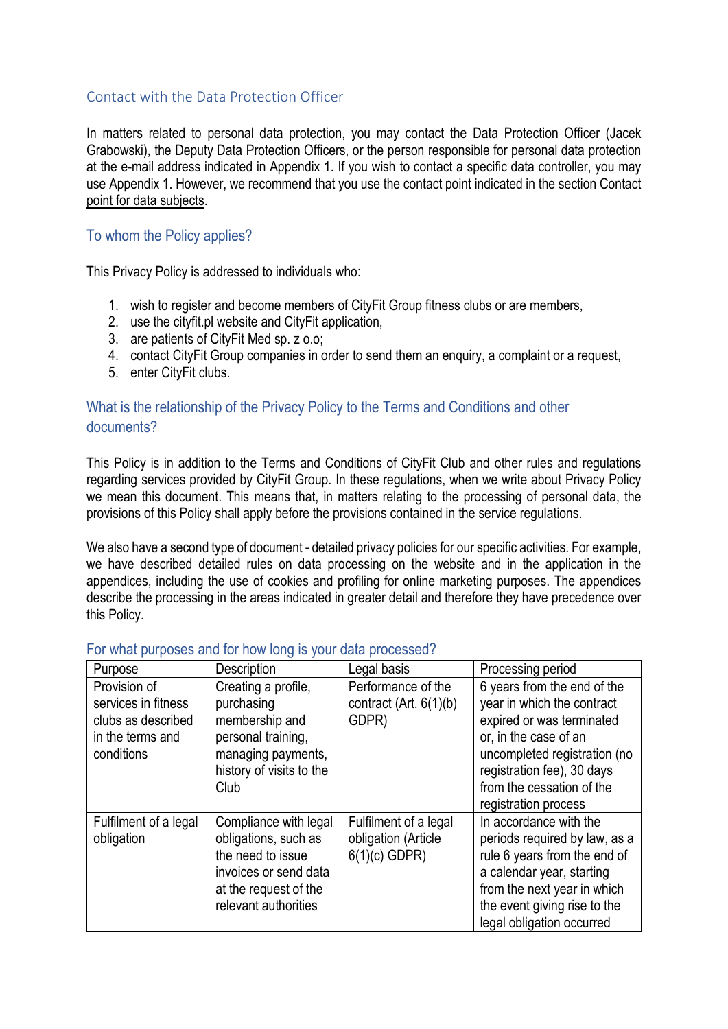## Contact with the Data Protection Officer

In matters related to personal data protection, you may contact the Data Protection Officer (Jacek Grabowski), the Deputy Data Protection Officers, or the person responsible for personal data protection at the e-mail address indicated in Appendix 1. If you wish to contact a specific data controller, you may use Appendix 1. However, we recommend that you use the contact point indicated in the section Contact point for data subjects.

## To whom the Policy applies?

This Privacy Policy is addressed to individuals who:

1. wish to register and become members of CityFit Group fitness clubs or are members,
2. use the cityfit.pl website and CityFit application,
3. are patients of CityFit Med sp. z o.o;
4. contact CityFit Group companies in order to send them an enquiry, a complaint or a request,
5. enter CityFit clubs.

## What is the relationship of the Privacy Policy to the Terms and Conditions and other documents?

This Policy is in addition to the Terms and Conditions of CityFit Club and other rules and regulations regarding services provided by CityFit Group. In these regulations, when we write about Privacy Policy we mean this document. This means that, in matters relating to the processing of personal data, the provisions of this Policy shall apply before the provisions contained in the service regulations.

We also have a second type of document - detailed privacy policies for our specific activities. For example, we have described detailed rules on data processing on the website and in the application in the appendices, including the use of cookies and profiling for online marketing purposes. The appendices describe the processing in the areas indicated in greater detail and therefore they have precedence over this Policy.

## For what purposes and for how long is your data processed?

| Purpose | Description | Legal basis | Processing period |
|---|---|---|---|
| Provision of services in fitness clubs as described in the terms and conditions | Creating a profile, purchasing membership and personal training, managing payments, history of visits to the Club | Performance of the contract (Art. 6(1)(b) GDPR) | 6 years from the end of the year in which the contract expired or was terminated or, in the case of an uncompleted registration (no registration fee), 30 days from the cessation of the registration process |
| Fulfilment of a legal obligation | Compliance with legal obligations, such as the need to issue invoices or send data at the request of the relevant authorities | Fulfilment of a legal obligation (Article 6(1)(c) GDPR) | In accordance with the periods required by law, as a rule 6 years from the end of a calendar year, starting from the next year in which the event giving rise to the legal obligation occurred |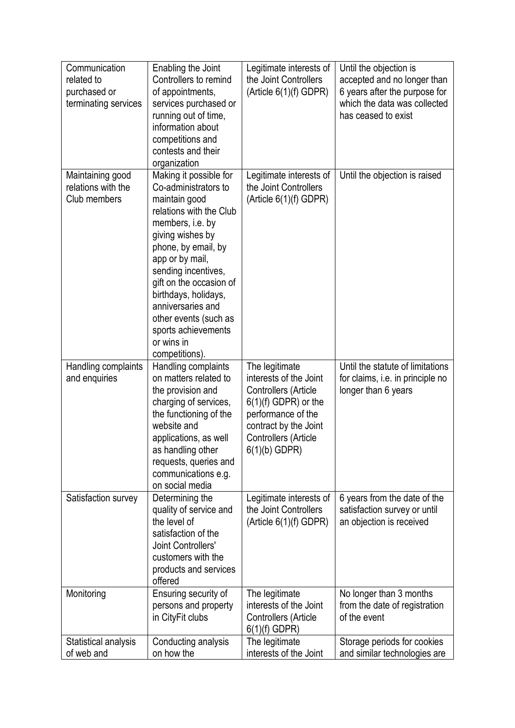| Communication related to purchased or terminating services | Enabling the Joint Controllers to remind of appointments, services purchased or running out of time, information about competitions and contests and their organization | Legitimate interests of the Joint Controllers (Article 6(1)(f) GDPR) | Until the objection is accepted and no longer than 6 years after the purpose for which the data was collected has ceased to exist |
|---|---|---|---|
| Maintaining good relations with the Club members | Making it possible for Co-administrators to maintain good relations with the Club members, i.e. by giving wishes by phone, by email, by app or by mail, sending incentives, gift on the occasion of birthdays, holidays, anniversaries and other events (such as sports achievements or wins in competitions). | Legitimate interests of the Joint Controllers (Article 6(1)(f) GDPR) | Until the objection is raised |
| Handling complaints and enquiries | Handling complaints on matters related to the provision and charging of services, the functioning of the website and applications, as well as handling other requests, queries and communications e.g. on social media | The legitimate interests of the Joint Controllers (Article 6(1)(f) GDPR) or the performance of the contract by the Joint Controllers (Article 6(1)(b) GDPR) | Until the statute of limitations for claims, i.e. in principle no longer than 6 years |
| Satisfaction survey | Determining the quality of service and the level of satisfaction of the Joint Controllers' customers with the products and services offered | Legitimate interests of the Joint Controllers (Article 6(1)(f) GDPR) | 6 years from the date of the satisfaction survey or until an objection is received |
| Monitoring | Ensuring security of persons and property in CityFit clubs | The legitimate interests of the Joint Controllers (Article 6(1)(f) GDPR) | No longer than 3 months from the date of registration of the event |
| Statistical analysis of web and | Conducting analysis on how the | The legitimate interests of the Joint | Storage periods for cookies and similar technologies are |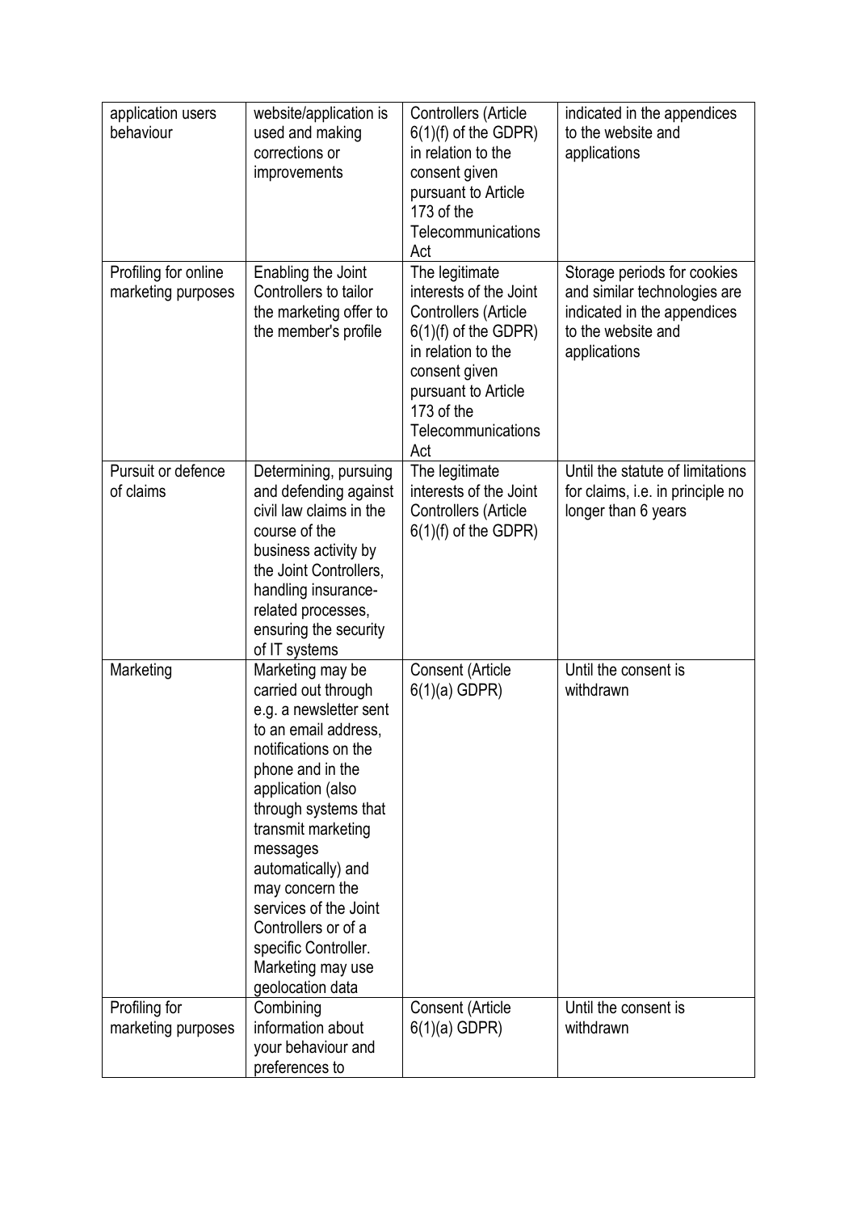| application users behaviour | website/application is used and making corrections or improvements | Controllers (Article 6(1)(f) of the GDPR) in relation to the consent given pursuant to Article 173 of the Telecommunications Act | indicated in the appendices to the website and applications |
|---|---|---|---|
| Profiling for online marketing purposes | Enabling the Joint Controllers to tailor the marketing offer to the member's profile | The legitimate interests of the Joint Controllers (Article 6(1)(f) of the GDPR) in relation to the consent given pursuant to Article 173 of the Telecommunications Act | Storage periods for cookies and similar technologies are indicated in the appendices to the website and applications |
| Pursuit or defence of claims | Determining, pursuing and defending against civil law claims in the course of the business activity by the Joint Controllers, handling insurance-related processes, ensuring the security of IT systems | The legitimate interests of the Joint Controllers (Article 6(1)(f) of the GDPR) | Until the statute of limitations for claims, i.e. in principle no longer than 6 years |
| Marketing | Marketing may be carried out through e.g. a newsletter sent to an email address, notifications on the phone and in the application (also through systems that transmit marketing messages automatically) and may concern the services of the Joint Controllers or of a specific Controller. Marketing may use geolocation data | Consent (Article 6(1)(a) GDPR) | Until the consent is withdrawn |
| Profiling for marketing purposes | Combining information about your behaviour and preferences to | Consent (Article 6(1)(a) GDPR) | Until the consent is withdrawn |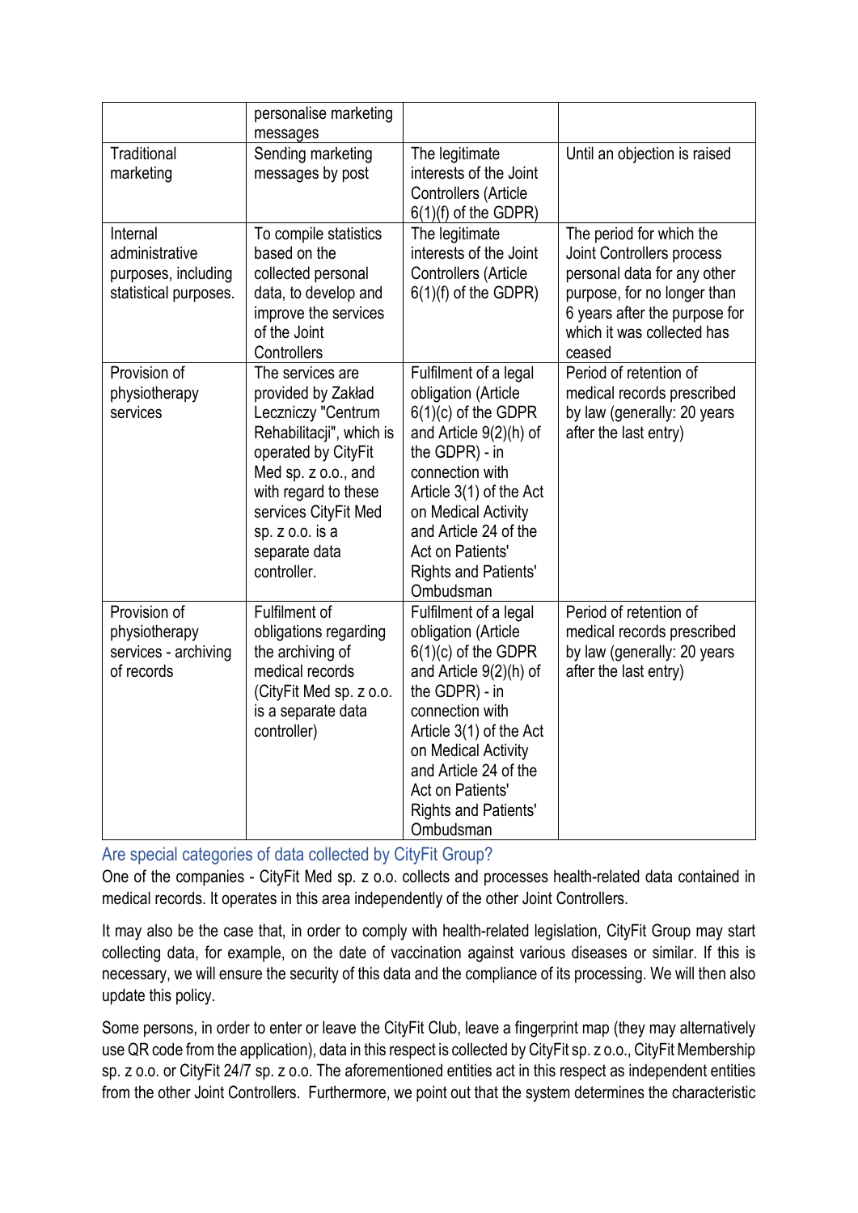|  | personalise marketing messages |  |  |
| --- | --- | --- | --- |
| Traditional marketing | Sending marketing messages by post | The legitimate interests of the Joint Controllers (Article 6(1)(f) of the GDPR) | Until an objection is raised |
| Internal administrative purposes, including statistical purposes. | To compile statistics based on the collected personal data, to develop and improve the services of the Joint Controllers | The legitimate interests of the Joint Controllers (Article 6(1)(f) of the GDPR) | The period for which the Joint Controllers process personal data for any other purpose, for no longer than 6 years after the purpose for which it was collected has ceased |
| Provision of physiotherapy services | The services are provided by Zakład Leczniczy "Centrum Rehabilitacji", which is operated by CityFit Med sp. z o.o., and with regard to these services CityFit Med sp. z o.o. is a separate data controller. | Fulfilment of a legal obligation (Article 6(1)(c) of the GDPR and Article 9(2)(h) of the GDPR) - in connection with Article 3(1) of the Act on Medical Activity and Article 24 of the Act on Patients' Rights and Patients' Ombudsman | Period of retention of medical records prescribed by law (generally: 20 years after the last entry) |
| Provision of physiotherapy services - archiving of records | Fulfilment of obligations regarding the archiving of medical records (CityFit Med sp. z o.o. is a separate data controller) | Fulfilment of a legal obligation (Article 6(1)(c) of the GDPR and Article 9(2)(h) of the GDPR) - in connection with Article 3(1) of the Act on Medical Activity and Article 24 of the Act on Patients' Rights and Patients' Ombudsman | Period of retention of medical records prescribed by law (generally: 20 years after the last entry) |

## Are special categories of data collected by CityFit Group?

One of the companies - CityFit Med sp. z o.o. collects and processes health-related data contained in medical records. It operates in this area independently of the other Joint Controllers.

It may also be the case that, in order to comply with health-related legislation, CityFit Group may start collecting data, for example, on the date of vaccination against various diseases or similar. If this is necessary, we will ensure the security of this data and the compliance of its processing. We will then also update this policy.

Some persons, in order to enter or leave the CityFit Club, leave a fingerprint map (they may alternatively use QR code from the application), data in this respect is collected by CityFit sp. z o.o., CityFit Membership sp. z o.o. or CityFit 24/7 sp. z o.o. The aforementioned entities act in this respect as independent entities from the other Joint Controllers. Furthermore, we point out that the system determines the characteristic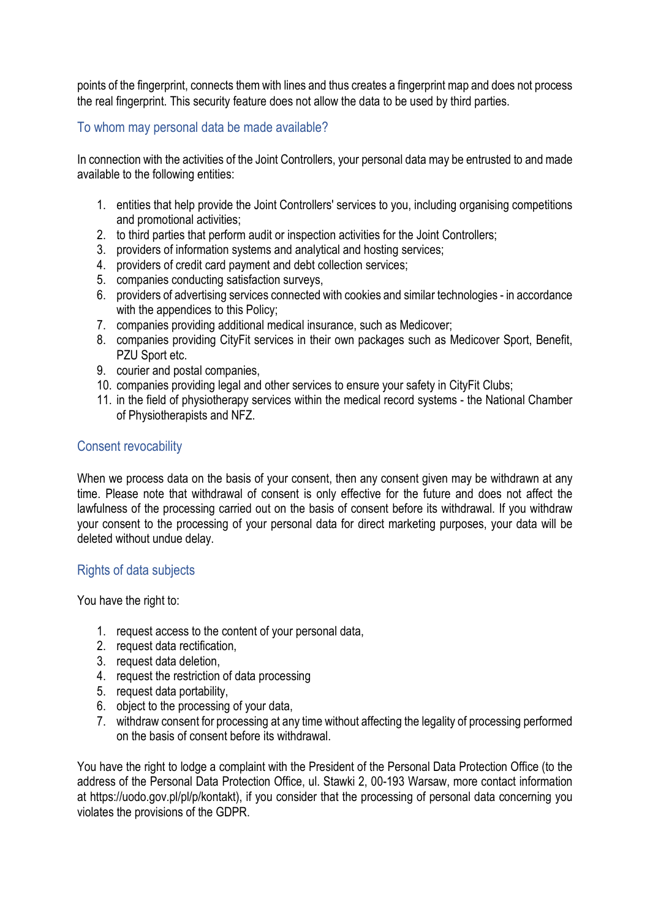points of the fingerprint, connects them with lines and thus creates a fingerprint map and does not process the real fingerprint. This security feature does not allow the data to be used by third parties.

## To whom may personal data be made available?

In connection with the activities of the Joint Controllers, your personal data may be entrusted to and made available to the following entities:

1. entities that help provide the Joint Controllers' services to you, including organising competitions and promotional activities;
2. to third parties that perform audit or inspection activities for the Joint Controllers;
3. providers of information systems and analytical and hosting services;
4. providers of credit card payment and debt collection services;
5. companies conducting satisfaction surveys,
6. providers of advertising services connected with cookies and similar technologies - in accordance with the appendices to this Policy;
7. companies providing additional medical insurance, such as Medicover;
8. companies providing CityFit services in their own packages such as Medicover Sport, Benefit, PZU Sport etc.
9. courier and postal companies,
10. companies providing legal and other services to ensure your safety in CityFit Clubs;
11. in the field of physiotherapy services within the medical record systems - the National Chamber of Physiotherapists and NFZ.

## Consent revocability

When we process data on the basis of your consent, then any consent given may be withdrawn at any time. Please note that withdrawal of consent is only effective for the future and does not affect the lawfulness of the processing carried out on the basis of consent before its withdrawal. If you withdraw your consent to the processing of your personal data for direct marketing purposes, your data will be deleted without undue delay.

## Rights of data subjects

You have the right to:

1. request access to the content of your personal data,
2. request data rectification,
3. request data deletion,
4. request the restriction of data processing
5. request data portability,
6. object to the processing of your data,
7. withdraw consent for processing at any time without affecting the legality of processing performed on the basis of consent before its withdrawal.

You have the right to lodge a complaint with the President of the Personal Data Protection Office (to the address of the Personal Data Protection Office, ul. Stawki 2, 00-193 Warsaw, more contact information at https://uodo.gov.pl/pl/p/kontakt), if you consider that the processing of personal data concerning you violates the provisions of the GDPR.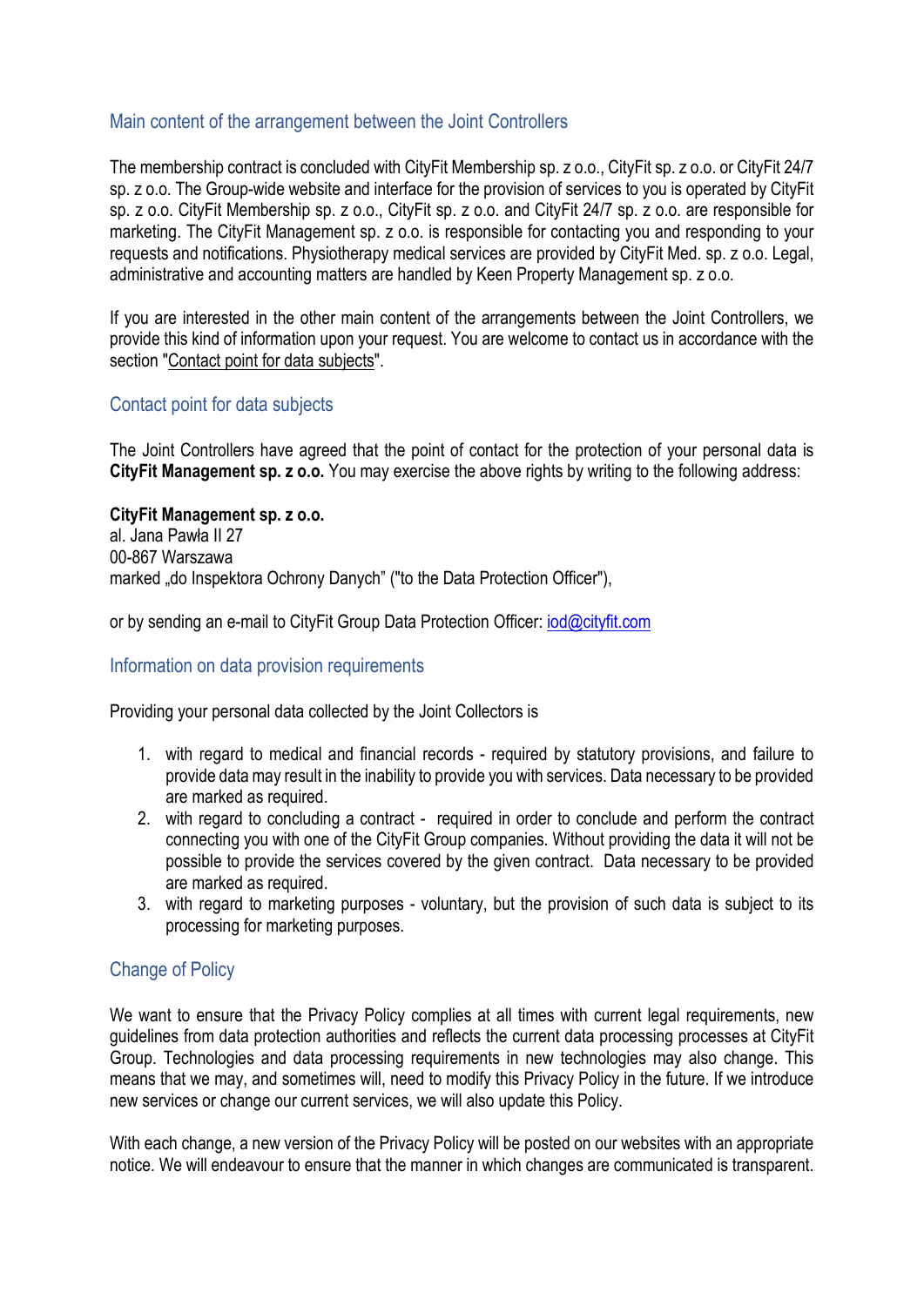## Main content of the arrangement between the Joint Controllers

The membership contract is concluded with CityFit Membership sp. z o.o., CityFit sp. z o.o. or CityFit 24/7 sp. z o.o. The Group-wide website and interface for the provision of services to you is operated by CityFit sp. z o.o. CityFit Membership sp. z o.o., CityFit sp. z o.o. and CityFit 24/7 sp. z o.o. are responsible for marketing. The CityFit Management sp. z o.o. is responsible for contacting you and responding to your requests and notifications. Physiotherapy medical services are provided by CityFit Med. sp. z o.o. Legal, administrative and accounting matters are handled by Keen Property Management sp. z o.o.

If you are interested in the other main content of the arrangements between the Joint Controllers, we provide this kind of information upon your request. You are welcome to contact us in accordance with the section "Contact point for data subjects".

## Contact point for data subjects

The Joint Controllers have agreed that the point of contact for the protection of your personal data is **CityFit Management sp. z o.o.** You may exercise the above rights by writing to the following address:

**CityFit Management sp. z o.o.**
al. Jana Pawła II 27
00-867 Warszawa
marked „do Inspektora Ochrony Danych" ("to the Data Protection Officer"),

or by sending an e-mail to CityFit Group Data Protection Officer: iod@cityfit.com

## Information on data provision requirements

Providing your personal data collected by the Joint Collectors is

1. with regard to medical and financial records - required by statutory provisions, and failure to provide data may result in the inability to provide you with services. Data necessary to be provided are marked as required.
2. with regard to concluding a contract - required in order to conclude and perform the contract connecting you with one of the CityFit Group companies. Without providing the data it will not be possible to provide the services covered by the given contract. Data necessary to be provided are marked as required.
3. with regard to marketing purposes - voluntary, but the provision of such data is subject to its processing for marketing purposes.

## Change of Policy

We want to ensure that the Privacy Policy complies at all times with current legal requirements, new guidelines from data protection authorities and reflects the current data processing processes at CityFit Group. Technologies and data processing requirements in new technologies may also change. This means that we may, and sometimes will, need to modify this Privacy Policy in the future. If we introduce new services or change our current services, we will also update this Policy.

With each change, a new version of the Privacy Policy will be posted on our websites with an appropriate notice. We will endeavour to ensure that the manner in which changes are communicated is transparent.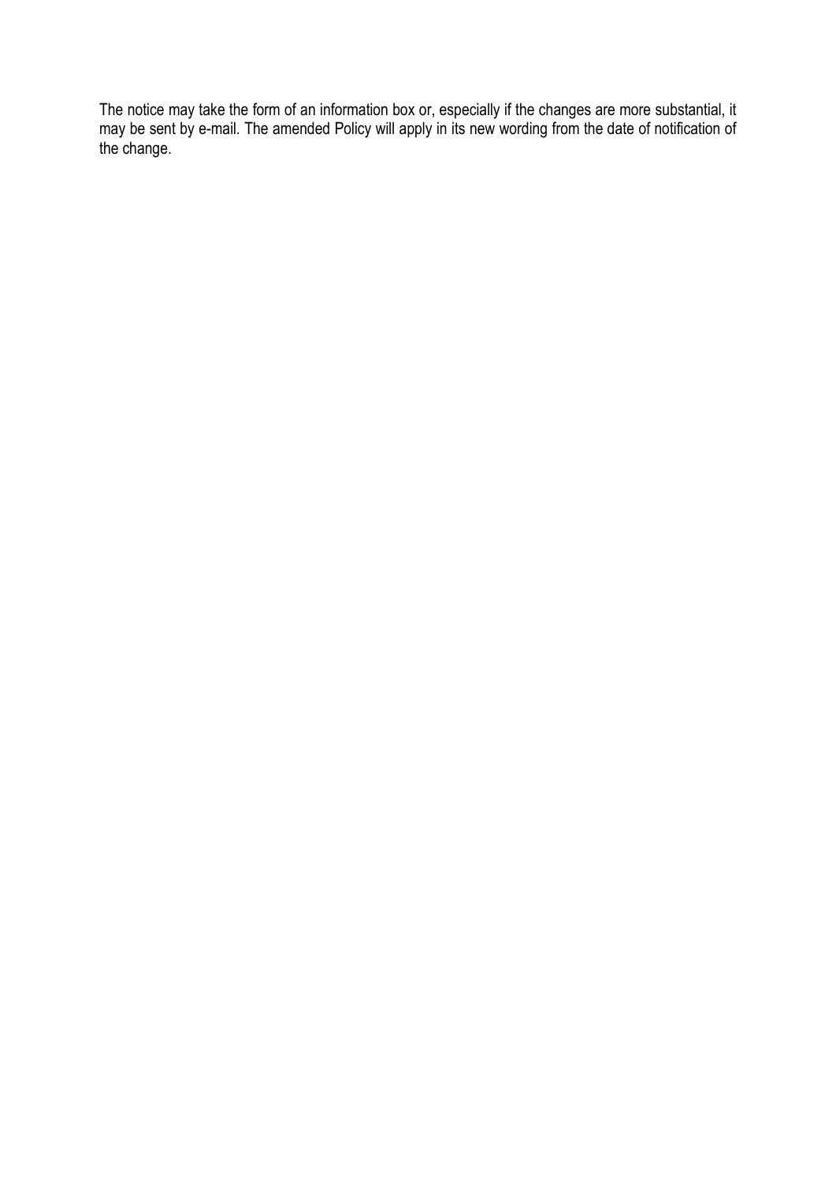The notice may take the form of an information box or, especially if the changes are more substantial, it may be sent by e-mail. The amended Policy will apply in its new wording from the date of notification of the change.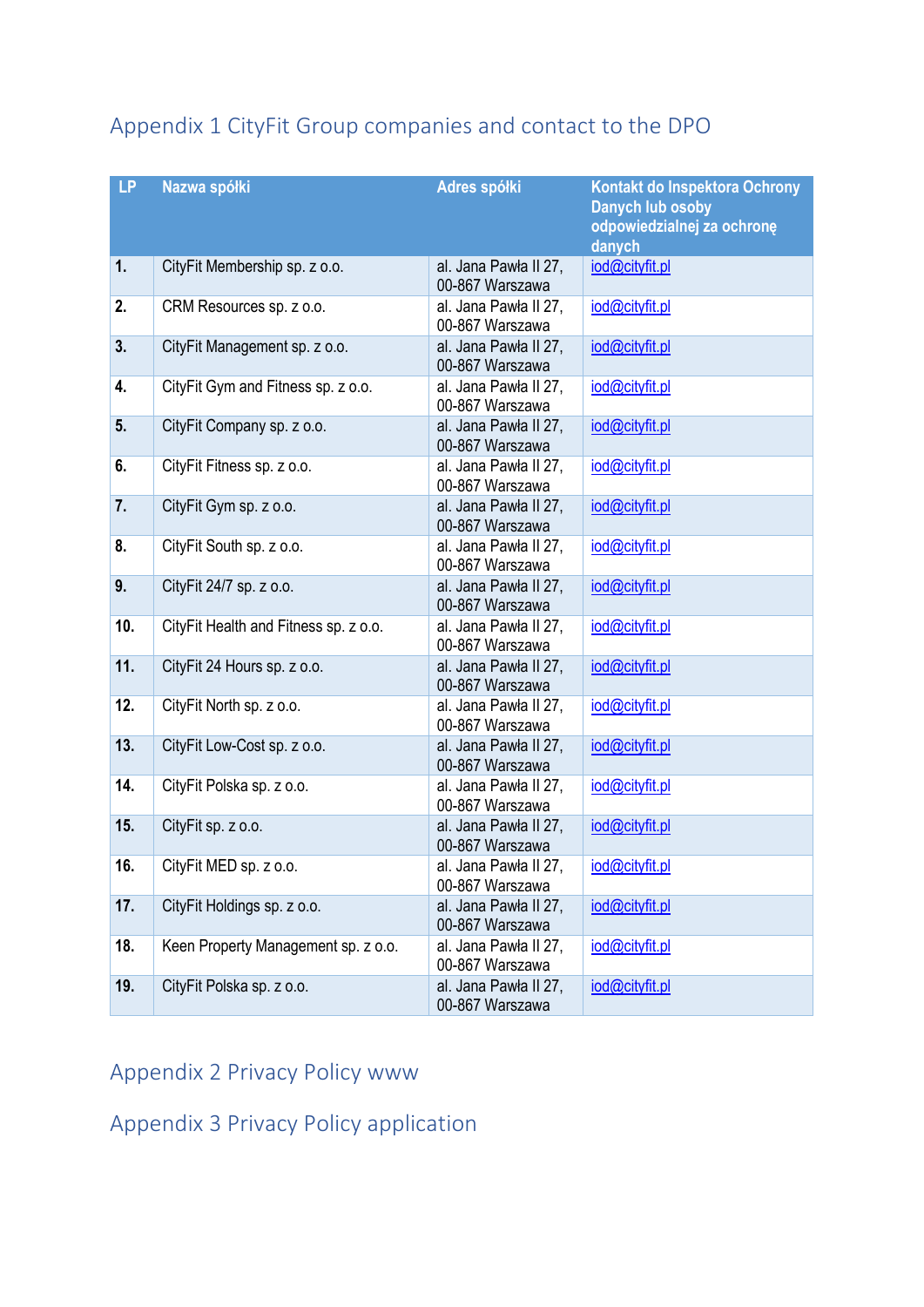## Appendix 1 CityFit Group companies and contact to the DPO

| LP | Nazwa spółki | Adres spółki | Kontakt do Inspektora Ochrony Danych lub osoby odpowiedzialnej za ochronę danych |
|---|---|---|---|
| 1. | CityFit Membership sp. z o.o. | al. Jana Pawła II 27, 00-867 Warszawa | iod@cityfit.pl |
| 2. | CRM Resources sp. z o.o. | al. Jana Pawła II 27, 00-867 Warszawa | iod@cityfit.pl |
| 3. | CityFit Management sp. z o.o. | al. Jana Pawła II 27, 00-867 Warszawa | iod@cityfit.pl |
| 4. | CityFit Gym and Fitness sp. z o.o. | al. Jana Pawła II 27, 00-867 Warszawa | iod@cityfit.pl |
| 5. | CityFit Company sp. z o.o. | al. Jana Pawła II 27, 00-867 Warszawa | iod@cityfit.pl |
| 6. | CityFit Fitness sp. z o.o. | al. Jana Pawła II 27, 00-867 Warszawa | iod@cityfit.pl |
| 7. | CityFit Gym sp. z o.o. | al. Jana Pawła II 27, 00-867 Warszawa | iod@cityfit.pl |
| 8. | CityFit South sp. z o.o. | al. Jana Pawła II 27, 00-867 Warszawa | iod@cityfit.pl |
| 9. | CityFit 24/7 sp. z o.o. | al. Jana Pawła II 27, 00-867 Warszawa | iod@cityfit.pl |
| 10. | CityFit Health and Fitness sp. z o.o. | al. Jana Pawła II 27, 00-867 Warszawa | iod@cityfit.pl |
| 11. | CityFit 24 Hours sp. z o.o. | al. Jana Pawła II 27, 00-867 Warszawa | iod@cityfit.pl |
| 12. | CityFit North sp. z o.o. | al. Jana Pawła II 27, 00-867 Warszawa | iod@cityfit.pl |
| 13. | CityFit Low-Cost sp. z o.o. | al. Jana Pawła II 27, 00-867 Warszawa | iod@cityfit.pl |
| 14. | CityFit Polska sp. z o.o. | al. Jana Pawła II 27, 00-867 Warszawa | iod@cityfit.pl |
| 15. | CityFit sp. z o.o. | al. Jana Pawła II 27, 00-867 Warszawa | iod@cityfit.pl |
| 16. | CityFit MED sp. z o.o. | al. Jana Pawła II 27, 00-867 Warszawa | iod@cityfit.pl |
| 17. | CityFit Holdings sp. z o.o. | al. Jana Pawła II 27, 00-867 Warszawa | iod@cityfit.pl |
| 18. | Keen Property Management sp. z o.o. | al. Jana Pawła II 27, 00-867 Warszawa | iod@cityfit.pl |
| 19. | CityFit Polska sp. z o.o. | al. Jana Pawła II 27, 00-867 Warszawa | iod@cityfit.pl |

## Appendix 2 Privacy Policy www

## Appendix 3 Privacy Policy application